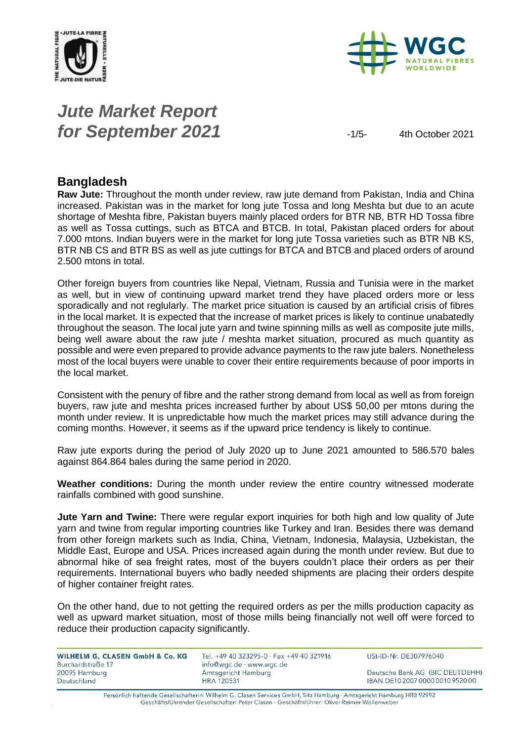# *Jute Market Report for September 2021*

4th October 2021

## Bangladesh

**Raw Jute:** Throughout the month under review, raw jute demand from Pakistan, India and China increased. Pakistan was in the market for long jute Tossa and long Meshta but due to an acute shortage of Meshta fibre, Pakistan buyers mainly placed orders for BTR NB, BTR HD Tossa fibre as well as Tossa cuttings, such as BTCA and BTCB. In total, Pakistan placed orders for about 7.000 mtons. Indian buyers were in the market for long jute Tossa varieties such as BTR NB KS, BTR NB CS and BTR BS as well as jute cuttings for BTCA and BTCB and placed orders of around 2.500 mtons in total.

Other foreign buyers from countries like Nepal, Vietnam, Russia and Tunisia were in the market as well, but in view of continuing upward market trend they have placed orders more or less sporadically and not reglularly. The market price situation is caused by an artificial crisis of fibres in the local market. It is expected that the increase of market prices is likely to continue unabatedly throughout the season. The local jute yarn and twine spinning mills as well as composite jute mills, being well aware about the raw jute / meshta market situation, procured as much quantity as possible and were even prepared to provide advance payments to the raw jute balers. Nonetheless most of the local buyers were unable to cover their entire requirements because of poor imports in the local market.

Consistent with the penury of fibre and the rather strong demand from local as well as from foreign buyers, raw jute and meshta prices increased further by about US$ 50,00 per mtons during the month under review. It is unpredictable how much the market prices may still advance during the coming months. However, it seems as if the upward price tendency is likely to continue.

Raw jute exports during the period of July 2020 up to June 2021 amounted to 586.570 bales against 864.864 bales during the same period in 2020.

**Weather conditions:** During the month under review the entire country witnessed moderate rainfalls combined with good sunshine.

**Jute Yarn and Twine:** There were regular export inquiries for both high and low quality of Jute yarn and twine from regular importing countries like Turkey and Iran. Besides there was demand from other foreign markets such as India, China, Vietnam, Indonesia, Malaysia, Uzbekistan, the Middle East, Europe and USA. Prices increased again during the month under review. But due to abnormal hike of sea freight rates, most of the buyers couldn't place their orders as per their requirements. International buyers who badly needed shipments are placing their orders despite of higher container freight rates.

On the other hand, due to not getting the required orders as per the mills production capacity as well as upward market situation, most of those mills being financially not well off were forced to reduce their production capacity significantly.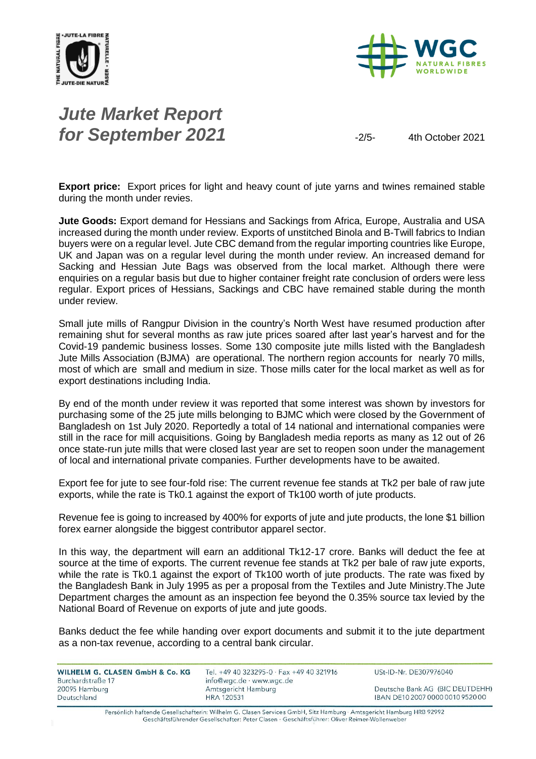**Export price:** Export prices for light and heavy count of jute yarns and twines remained stable during the month under revies.

**Jute Goods:** Export demand for Hessians and Sackings from Africa, Europe, Australia and USA increased during the month under review. Exports of unstitched Binola and B-Twill fabrics to Indian buyers were on a regular level. Jute CBC demand from the regular importing countries like Europe, UK and Japan was on a regular level during the month under review. An increased demand for Sacking and Hessian Jute Bags was observed from the local market. Although there were enquiries on a regular basis but due to higher container freight rate conclusion of orders were less regular. Export prices of Hessians, Sackings and CBC have remained stable during the month under review.

Small jute mills of Rangpur Division in the country's North West have resumed production after remaining shut for several months as raw jute prices soared after last year's harvest and for the Covid-19 pandemic business losses. Some 130 composite jute mills listed with the Bangladesh Jute Mills Association (BJMA) are operational. The northern region accounts for nearly 70 mills, most of which are small and medium in size. Those mills cater for the local market as well as for export destinations including India.

By end of the month under review it was reported that some interest was shown by investors for purchasing some of the 25 jute mills belonging to BJMC which were closed by the Government of Bangladesh on 1st July 2020. Reportedly a total of 14 national and international companies were still in the race for mill acquisitions. Going by Bangladesh media reports as many as 12 out of 26 once state-run jute mills that were closed last year are set to reopen soon under the management of local and international private companies. Further developments have to be awaited.

Export fee for jute to see four-fold rise: The current revenue fee stands at Tk2 per bale of raw jute exports, while the rate is Tk0.1 against the export of Tk100 worth of jute products.

Revenue fee is going to increased by 400% for exports of jute and jute products, the lone $1 billion forex earner alongside the biggest contributor apparel sector.

In this way, the department will earn an additional Tk12-17 crore. Banks will deduct the fee at source at the time of exports. The current revenue fee stands at Tk2 per bale of raw jute exports, while the rate is Tk0.1 against the export of Tk100 worth of jute products. The rate was fixed by the Bangladesh Bank in July 1995 as per a proposal from the Textiles and Jute Ministry.The Jute Department charges the amount as an inspection fee beyond the 0.35% source tax levied by the National Board of Revenue on exports of jute and jute goods.

Banks deduct the fee while handing over export documents and submit it to the jute department as a non-tax revenue, according to a central bank circular.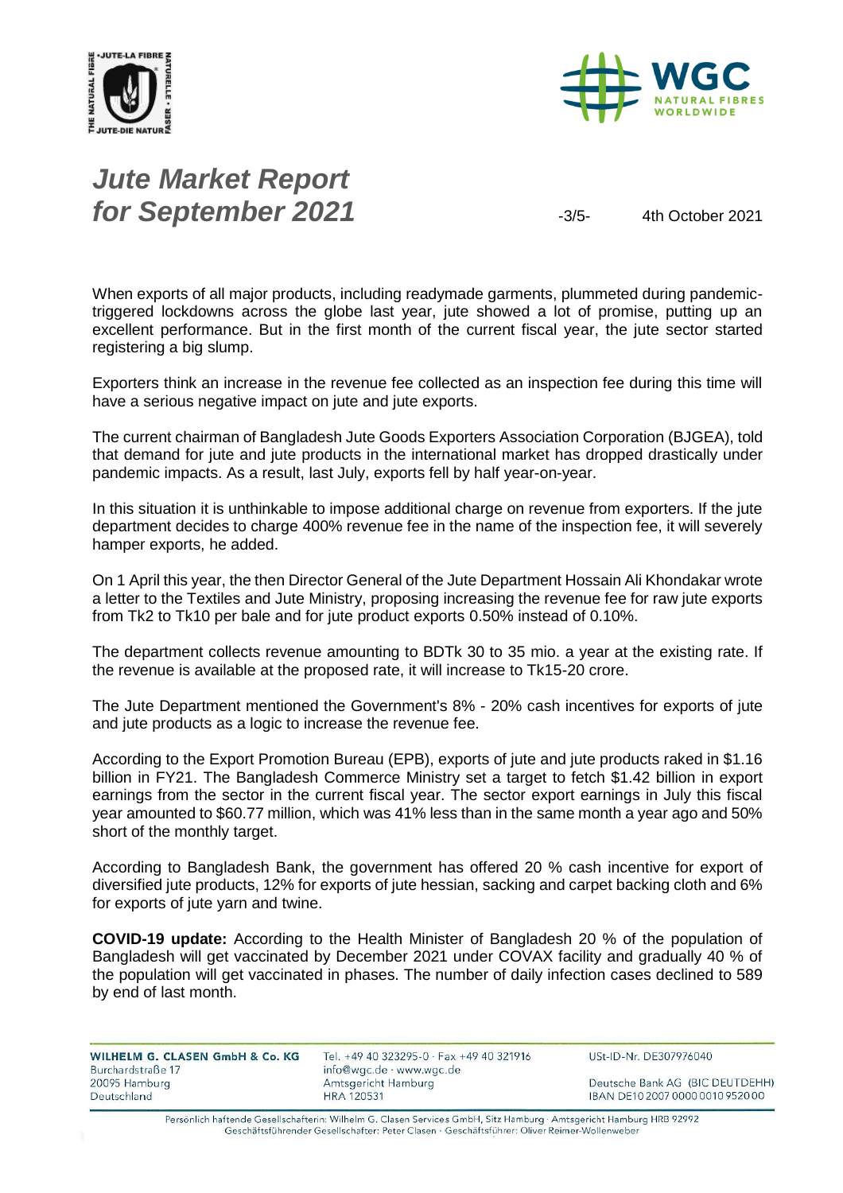# *Jute Market Report for September 2021*

4th October 2021

When exports of all major products, including readymade garments, plummeted during pandemic-triggered lockdowns across the globe last year, jute showed a lot of promise, putting up an excellent performance. But in the first month of the current fiscal year, the jute sector started registering a big slump.

Exporters think an increase in the revenue fee collected as an inspection fee during this time will have a serious negative impact on jute and jute exports.

The current chairman of Bangladesh Jute Goods Exporters Association Corporation (BJGEA), told that demand for jute and jute products in the international market has dropped drastically under pandemic impacts. As a result, last July, exports fell by half year-on-year.

In this situation it is unthinkable to impose additional charge on revenue from exporters. If the jute department decides to charge 400% revenue fee in the name of the inspection fee, it will severely hamper exports, he added.

On 1 April this year, the then Director General of the Jute Department Hossain Ali Khondakar wrote a letter to the Textiles and Jute Ministry, proposing increasing the revenue fee for raw jute exports from Tk2 to Tk10 per bale and for jute product exports 0.50% instead of 0.10%.

The department collects revenue amounting to BDTk 30 to 35 mio. a year at the existing rate. If the revenue is available at the proposed rate, it will increase to Tk15-20 crore.

The Jute Department mentioned the Government's 8% - 20% cash incentives for exports of jute and jute products as a logic to increase the revenue fee.

According to the Export Promotion Bureau (EPB), exports of jute and jute products raked in $1.16 billion in FY21. The Bangladesh Commerce Ministry set a target to fetch $1.42 billion in export earnings from the sector in the current fiscal year. The sector export earnings in July this fiscal year amounted to $60.77 million, which was 41% less than in the same month a year ago and 50% short of the monthly target.

According to Bangladesh Bank, the government has offered 20 % cash incentive for export of diversified jute products, 12% for exports of jute hessian, sacking and carpet backing cloth and 6% for exports of jute yarn and twine.

**COVID-19 update:** According to the Health Minister of Bangladesh 20 % of the population of Bangladesh will get vaccinated by December 2021 under COVAX facility and gradually 40 % of the population will get vaccinated in phases. The number of daily infection cases declined to 589 by end of last month.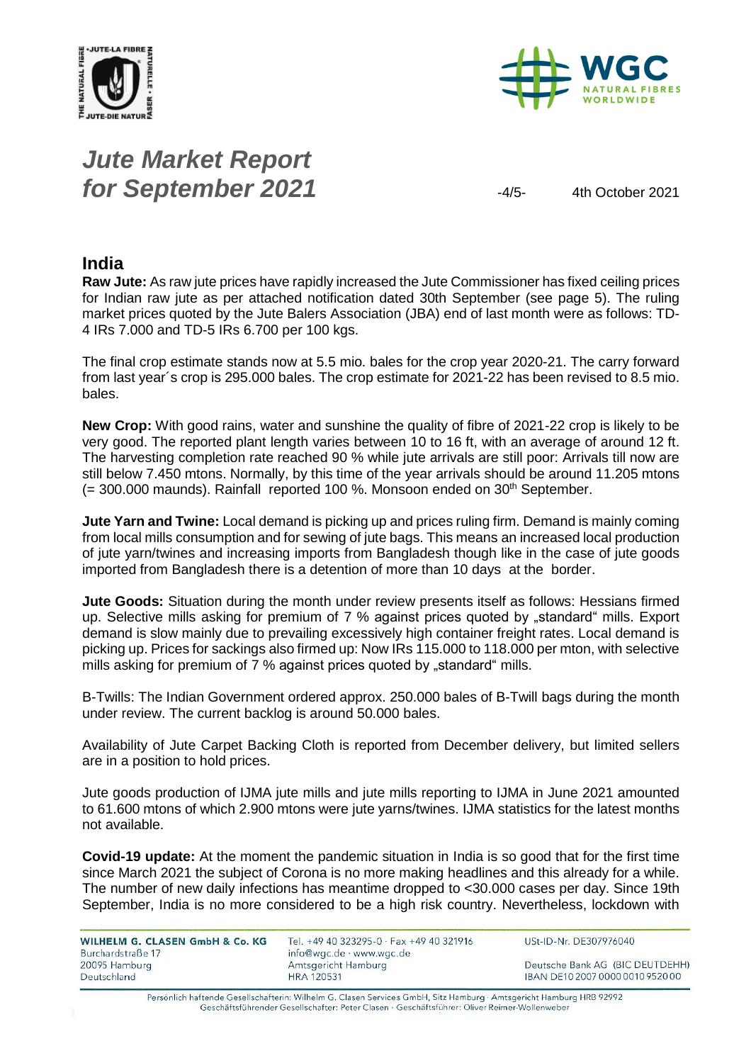# Jute Market Report for September 2021

4th October 2021

## India

**Raw Jute:** As raw jute prices have rapidly increased the Jute Commissioner has fixed ceiling prices for Indian raw jute as per attached notification dated 30th September (see page 5). The ruling market prices quoted by the Jute Balers Association (JBA) end of last month were as follows: TD-4 IRs 7.000 and TD-5 IRs 6.700 per 100 kgs.

The final crop estimate stands now at 5.5 mio. bales for the crop year 2020-21. The carry forward from last year´s crop is 295.000 bales. The crop estimate for 2021-22 has been revised to 8.5 mio. bales.

**New Crop:** With good rains, water and sunshine the quality of fibre of 2021-22 crop is likely to be very good. The reported plant length varies between 10 to 16 ft, with an average of around 12 ft. The harvesting completion rate reached 90 % while jute arrivals are still poor: Arrivals till now are still below 7.450 mtons. Normally, by this time of the year arrivals should be around 11.205 mtons (= 300.000 maunds). Rainfall reported 100 %. Monsoon ended on 30th September.

**Jute Yarn and Twine:** Local demand is picking up and prices ruling firm. Demand is mainly coming from local mills consumption and for sewing of jute bags. This means an increased local production of jute yarn/twines and increasing imports from Bangladesh though like in the case of jute goods imported from Bangladesh there is a detention of more than 10 days at the border.

**Jute Goods:** Situation during the month under review presents itself as follows: Hessians firmed up. Selective mills asking for premium of 7 % against prices quoted by „standard" mills. Export demand is slow mainly due to prevailing excessively high container freight rates. Local demand is picking up. Prices for sackings also firmed up: Now IRs 115.000 to 118.000 per mton, with selective mills asking for premium of 7 % against prices quoted by „standard" mills.

B-Twills: The Indian Government ordered approx. 250.000 bales of B-Twill bags during the month under review. The current backlog is around 50.000 bales.

Availability of Jute Carpet Backing Cloth is reported from December delivery, but limited sellers are in a position to hold prices.

Jute goods production of IJMA jute mills and jute mills reporting to IJMA in June 2021 amounted to 61.600 mtons of which 2.900 mtons were jute yarns/twines. IJMA statistics for the latest months not available.

**Covid-19 update:** At the moment the pandemic situation in India is so good that for the first time since March 2021 the subject of Corona is no more making headlines and this already for a while. The number of new daily infections has meantime dropped to <30.000 cases per day. Since 19th September, India is no more considered to be a high risk country. Nevertheless, lockdown with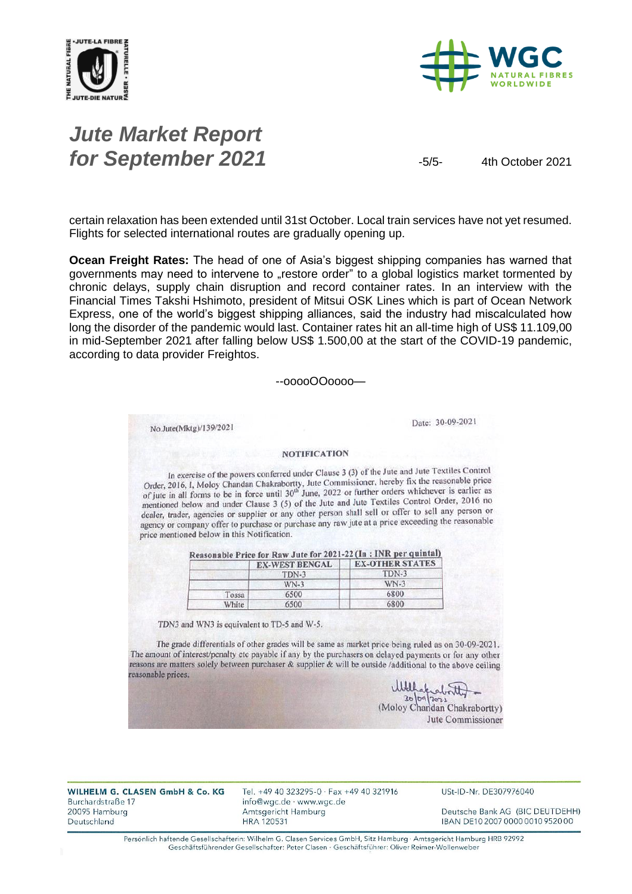certain relaxation has been extended until 31st October. Local train services have not yet resumed. Flights for selected international routes are gradually opening up.

**Ocean Freight Rates:** The head of one of Asia's biggest shipping companies has warned that governments may need to intervene to „restore order" to a global logistics market tormented by chronic delays, supply chain disruption and record container rates. In an interview with the Financial Times Takshi Hshimoto, president of Mitsui OSK Lines which is part of Ocean Network Express, one of the world's biggest shipping alliances, said the industry had miscalculated how long the disorder of the pandemic would last. Container rates hit an all-time high of US$ 11.109,00 in mid-September 2021 after falling below US$ 1.500,00 at the start of the COVID-19 pandemic, according to data provider Freightos.

--ooooOOoooo—

No.Jute(Mktg)/139/2021

Date: 30-09-2021

**NOTIFICATION**

In exercise of the powers conferred under Clause 3 (3) of the Jute and Jute Textiles Control Order, 2016, I, Moloy Chandan Chakrabortty, Jute Commissioner, hereby fix the reasonable price of jute in all forms to be in force until 30th June, 2022 or further orders whichever is earlier as mentioned below and under Clause 3 (5) of the Jute and Jute Textiles Control Order, 2016 no dealer, trader, agencies or supplier or any other person shall sell or offer to sell any person or agency or company offer to purchase or purchase any raw jute at a price exceeding the reasonable price mentioned below in this Notification.

**Reasonable Price for Raw Jute for 2021-22 (In : INR per quintal)**

| | EX-WEST BENGAL | EX-OTHER STATES |
|---|---|---|
| | TDN-3 | TDN-3 |
| | WN-3 | WN-3 |
| Tossa | 6500 | 6800 |
| White | 6500 | 6800 |

TDN3 and WN3 is equivalent to TD-5 and W-5.

The grade differentials of other grades will be same as market price being ruled as on 30-09-2021. The amount of interest/penalty etc payable if any by the purchasers on delayed payments or for any other reasons are matters solely between purchaser & supplier & will be outside /additional to the above ceiling reasonable prices.

30/09/2021
(Moloy Chandan Chakrabortty)
Jute Commissioner